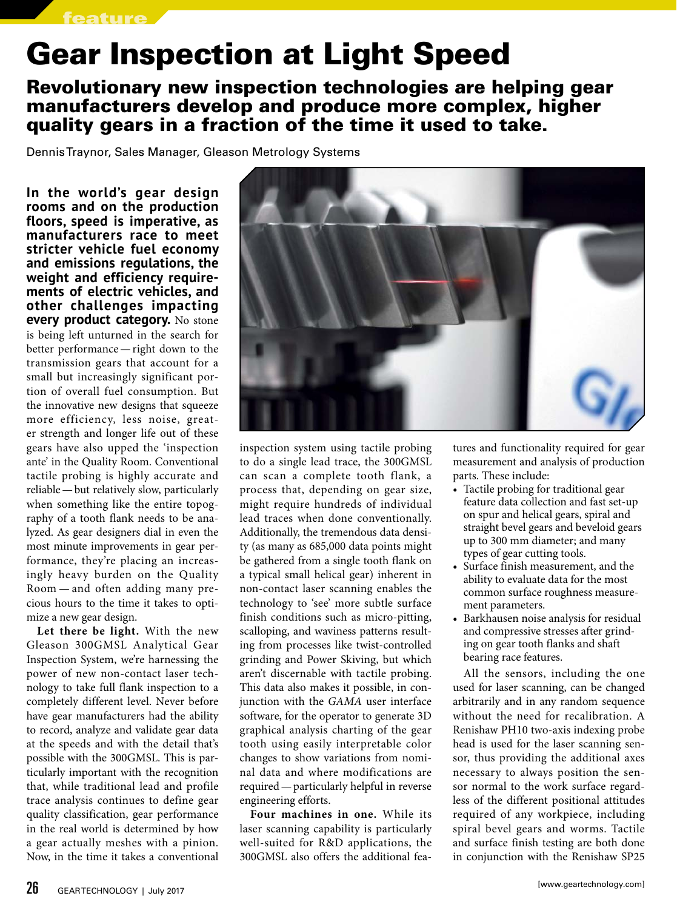# Gear Inspection at Light Speed

## Revolutionary new inspection technologies are helping gear manufacturers develop and produce more complex, higher quality gears in a fraction of the time it used to take.

Dennis Traynor, Sales Manager, Gleason Metrology Systems

**In the world's gear design rooms and on the production floors, speed is imperative, as manufacturers race to meet stricter vehicle fuel economy and emissions regulations, the weight and efficiency requirements of electric vehicles, and other challenges impacting every product category.** No stone is being left unturned in the search for better performance — right down to the transmission gears that account for a small but increasingly significant portion of overall fuel consumption. But the innovative new designs that squeeze more efficiency, less noise, greater strength and longer life out of these gears have also upped the 'inspection ante' in the Quality Room. Conventional tactile probing is highly accurate and reliable — but relatively slow, particularly when something like the entire topography of a tooth flank needs to be analyzed. As gear designers dial in even the most minute improvements in gear performance, they're placing an increasingly heavy burden on the Quality Room — and often adding many precious hours to the time it takes to optimize a new gear design.

**Let there be light.** With the new Gleason 300GMSL Analytical Gear Inspection System, we're harnessing the power of new non-contact laser technology to take full flank inspection to a completely different level. Never before have gear manufacturers had the ability to record, analyze and validate gear data at the speeds and with the detail that's possible with the 300GMSL. This is particularly important with the recognition that, while traditional lead and profile trace analysis continues to define gear quality classification, gear performance in the real world is determined by how a gear actually meshes with a pinion. Now, in the time it takes a conventional inspection system using tactile probing to do a single lead trace, the 300GMSL can scan a complete tooth flank, a process that, depending on gear size, might require hundreds of individual lead traces when done conventionally. Additionally, the tremendous data density (as many as 685,000 data points might be gathered from a single tooth flank on a typical small helical gear) inherent in non-contact laser scanning enables the technology to 'see' more subtle surface finish conditions such as micro-pitting, scalloping, and waviness patterns resulting from processes like twist-controlled grinding and Power Skiving, but which aren't discernable with tactile probing. This data also makes it possible, in conjunction with the *GAMA* user interface software, for the operator to generate 3D graphical analysis charting of the gear tooth using easily interpretable color changes to show variations from nominal data and where modifications are required — particularly helpful in reverse engineering efforts.

**Four machines in one.** While its laser scanning capability is particularly well-suited for R&D applications, the 300GMSL also offers the additional features and functionality required for gear measurement and analysis of production parts. These include:

- Tactile probing for traditional gear feature data collection and fast set-up on spur and helical gears, spiral and straight bevel gears and beveloid gears up to 300 mm diameter; and many types of gear cutting tools.
- Surface finish measurement, and the ability to evaluate data for the most common surface roughness measurement parameters.
- Barkhausen noise analysis for residual and compressive stresses after grinding on gear tooth flanks and shaft bearing race features.

All the sensors, including the one used for laser scanning, can be changed arbitrarily and in any random sequence without the need for recalibration. A Renishaw PH10 two-axis indexing probe head is used for the laser scanning sensor, thus providing the additional axes necessary to always position the sensor normal to the work surface regardless of the different positional attitudes required of any workpiece, including spiral bevel gears and worms. Tactile and surface finish testing are both done in conjunction with the Renishaw SP25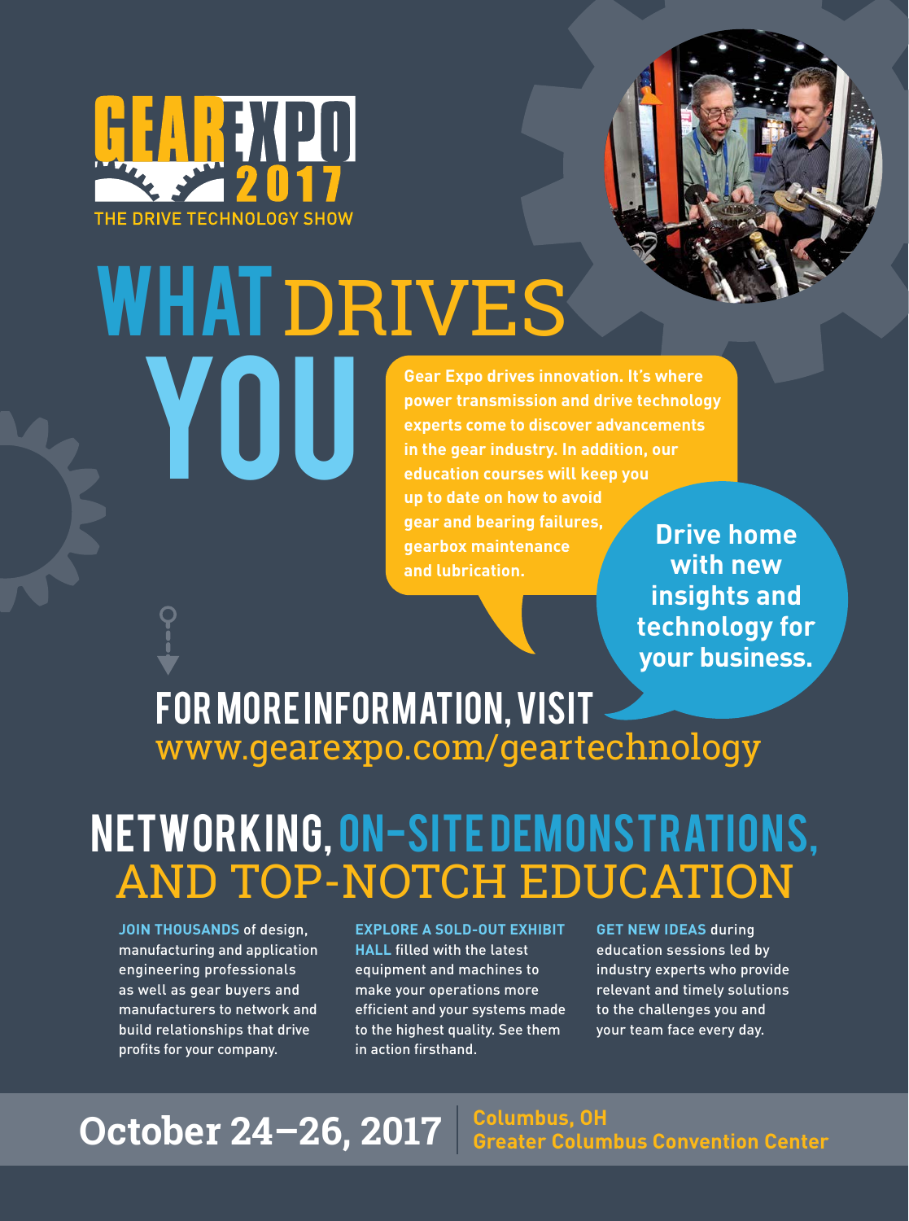# GEAR EXPO 2017

THE DRIVE TECHNOLOGY SHOW

# WHAT DRIVES YOU

**Gear Expo drives innovation. It's where power transmission and drive technology experts come to discover advancements in the gear industry. In addition, our education courses will keep you up to date on how to avoid gear and bearing failures, gearbox maintenance and lubrication.**

**Drive home with new insights and technology for your business.**

## FOR MORE INFORMATION, VISIT

www.gearexpo.com/geartechnology

## NETWORKING, ON-SITE DEMONSTRATIONS, AND TOP-NOTCH EDUCATION

**JOIN THOUSANDS** of design, manufacturing and application engineering professionals as well as gear buyers and manufacturers to network and build relationships that drive profits for your company.

**EXPLORE A SOLD-OUT EXHIBIT HALL** filled with the latest equipment and machines to make your operations more efficient and your systems made to the highest quality. See them in action firsthand.

**GET NEW IDEAS** during education sessions led by industry experts who provide relevant and timely solutions to the challenges you and your team face every day.

**October 24–26, 2017** | **Columbus, OH** **Greater Columbus Convention Center**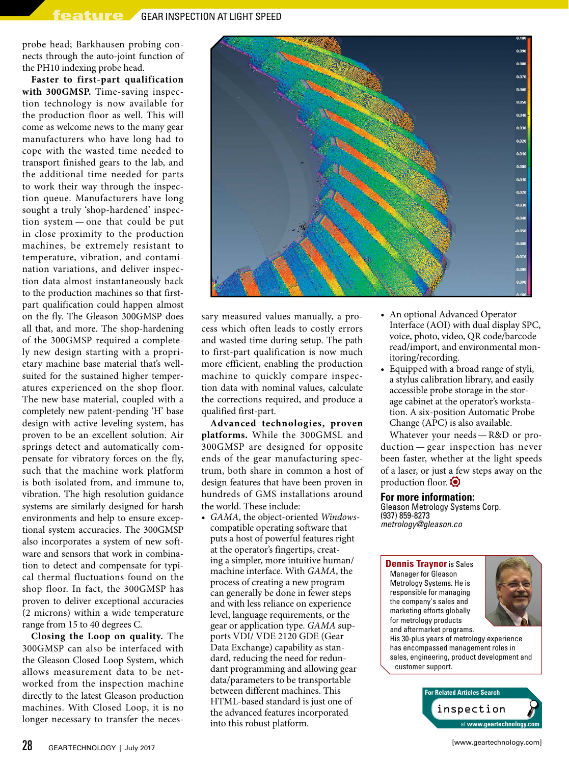probe head; Barkhausen probing connects through the auto-joint function of the PH10 indexing probe head.

**Faster to first-part qualification with 300GMSP.** Time-saving inspection technology is now available for the production floor as well. This will come as welcome news to the many gear manufacturers who have long had to cope with the wasted time needed to transport finished gears to the lab, and the additional time needed for parts to work their way through the inspection queue. Manufacturers have long sought a truly 'shop-hardened' inspection system — one that could be put in close proximity to the production machines, be extremely resistant to temperature, vibration, and contamination variations, and deliver inspection data almost instantaneously back to the production machines so that first-part qualification could happen almost on the fly. The Gleason 300GMSP does all that, and more. The shop-hardening of the 300GMSP required a completely new design starting with a proprietary machine base material that's well-suited for the sustained higher temperatures experienced on the shop floor. The new base material, coupled with a completely new patent-pending 'H' base design with active leveling system, has proven to be an excellent solution. Air springs detect and automatically compensate for vibratory forces on the fly, such that the machine work platform is both isolated from, and immune to, vibration. The high resolution guidance systems are similarly designed for harsh environments and help to ensure exceptional system accuracies. The 300GMSP also incorporates a system of new software and sensors that work in combination to detect and compensate for typical thermal fluctuations found on the shop floor. In fact, the 300GMSP has proven to deliver exceptional accuracies (2 microns) within a wide temperature range from 15 to 40 degrees C.

**Closing the Loop on quality.** The 300GMSP can also be interfaced with the Gleason Closed Loop System, which allows measurement data to be networked from the inspection machine directly to the latest Gleason production machines. With Closed Loop, it is no longer necessary to transfer the necessary measured values manually, a process which often leads to costly errors and wasted time during setup. The path to first-part qualification is now much more efficient, enabling the production machine to quickly compare inspection data with nominal values, calculate the corrections required, and produce a qualified first-part.

**Advanced technologies, proven platforms.** While the 300GMSL and 300GMSP are designed for opposite ends of the gear manufacturing spectrum, both share in common a host of design features that have been proven in hundreds of GMS installations around the world. These include:

- *GAMA*, the object-oriented *Windows*-compatible operating software that puts a host of powerful features right at the operator's fingertips, creating a simpler, more intuitive human/machine interface. With *GAMA*, the process of creating a new program can generally be done in fewer steps and with less reliance on experience level, language requirements, or the gear or application type. *GAMA* supports VDI/ VDE 2120 GDE (Gear Data Exchange) capability as standard, reducing the need for redundant programming and allowing gear data/parameters to be transportable between different machines. This HTML-based standard is just one of the advanced features incorporated into this robust platform.
- An optional Advanced Operator Interface (AOI) with dual display SPC, voice, photo, video, QR code/barcode read/import, and environmental monitoring/recording.
- Equipped with a broad range of styli, a stylus calibration library, and easily accessible probe storage in the storage cabinet at the operator's workstation. A six-position Automatic Probe Change (APC) is also available.

Whatever your needs — R&D or production — gear inspection has never been faster, whether at the light speeds of a laser, or just a few steps away on the production floor.

### For more information:

Gleason Metrology Systems Corp.
(937) 859-8273
*metrology@gleason.co*

**Dennis Traynor** is Sales Manager for Gleason Metrology Systems. He is responsible for managing the company's sales and marketing efforts globally for metrology products and aftermarket programs. His 30-plus years of metrology experience has encompassed management roles in sales, engineering, product development and customer support.

For Related Articles Search
inspection
at www.geartechnology.com